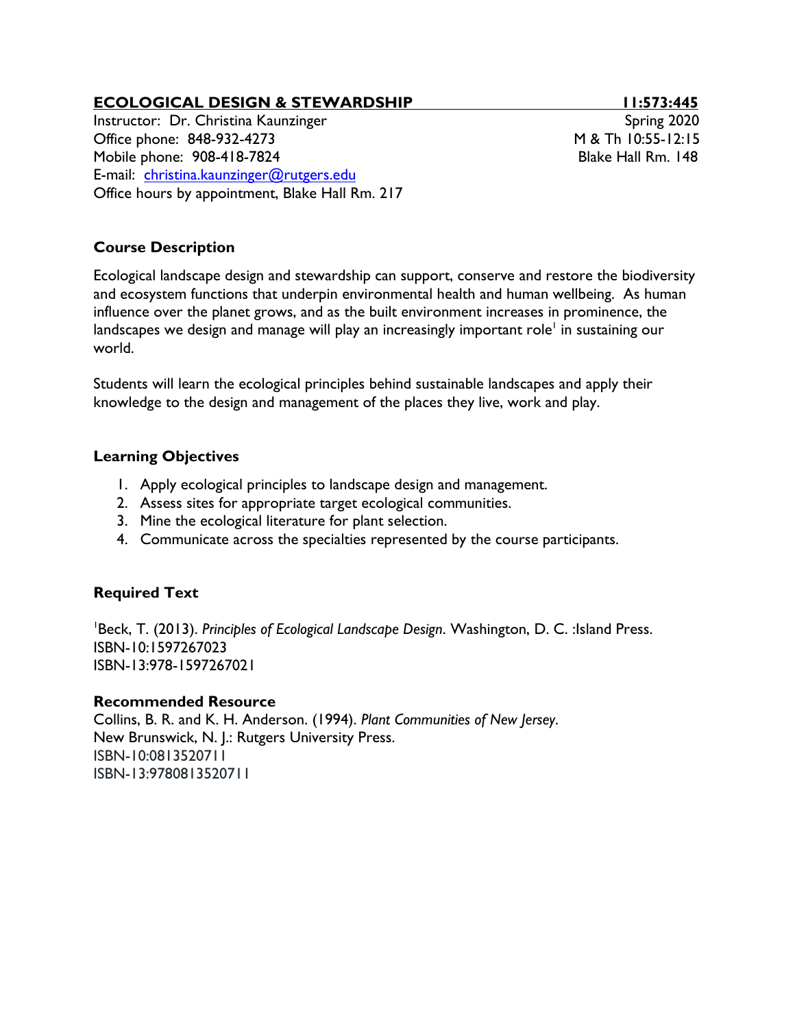## ECOLOGICAL DESIGN & STEWARDSHIP 11:573:445

Instructor: Dr. Christina Kaunzinger
Office phone: 848-932-4273
Mobile phone: 908-418-7824
E-mail: christina.kaunzinger@rutgers.edu
Office hours by appointment, Blake Hall Rm. 217

Spring 2020
M & Th 10:55-12:15
Blake Hall Rm. 148

### Course Description

Ecological landscape design and stewardship can support, conserve and restore the biodiversity and ecosystem functions that underpin environmental health and human wellbeing. As human influence over the planet grows, and as the built environment increases in prominence, the landscapes we design and manage will play an increasingly important role[1] in sustaining our world.

Students will learn the ecological principles behind sustainable landscapes and apply their knowledge to the design and management of the places they live, work and play.

### Learning Objectives

1. Apply ecological principles to landscape design and management.
2. Assess sites for appropriate target ecological communities.
3. Mine the ecological literature for plant selection.
4. Communicate across the specialties represented by the course participants.

### Required Text

[1]Beck, T. (2013). *Principles of Ecological Landscape Design*. Washington, D. C. :Island Press.
ISBN-10:1597267023
ISBN-13:978-1597267021

### Recommended Resource

Collins, B. R. and K. H. Anderson. (1994). *Plant Communities of New Jersey*.
New Brunswick, N. J.: Rutgers University Press.
ISBN-10:0813520711
ISBN-13:9780813520711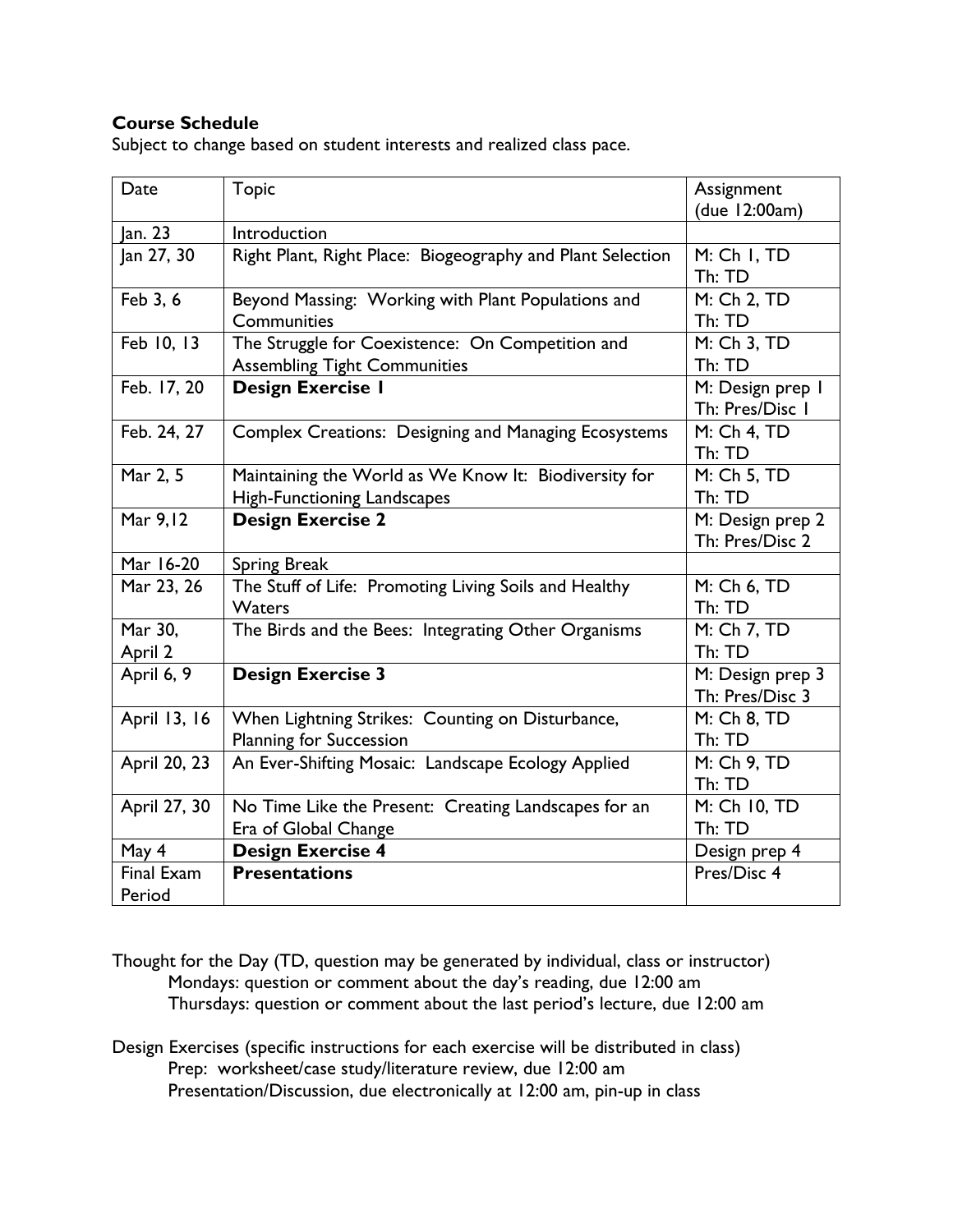**Course Schedule**

Subject to change based on student interests and realized class pace.

| Date | Topic | Assignment (due 12:00am) |
|---|---|---|
| Jan. 23 | Introduction | |
| Jan 27, 30 | Right Plant, Right Place: Biogeography and Plant Selection | M: Ch 1, TD<br>Th: TD |
| Feb 3, 6 | Beyond Massing: Working with Plant Populations and Communities | M: Ch 2, TD<br>Th: TD |
| Feb 10, 13 | The Struggle for Coexistence: On Competition and Assembling Tight Communities | M: Ch 3, TD<br>Th: TD |
| Feb. 17, 20 | **Design Exercise 1** | M: Design prep 1<br>Th: Pres/Disc 1 |
| Feb. 24, 27 | Complex Creations: Designing and Managing Ecosystems | M: Ch 4, TD<br>Th: TD |
| Mar 2, 5 | Maintaining the World as We Know It: Biodiversity for High-Functioning Landscapes | M: Ch 5, TD<br>Th: TD |
| Mar 9,12 | **Design Exercise 2** | M: Design prep 2<br>Th: Pres/Disc 2 |
| Mar 16-20 | Spring Break | |
| Mar 23, 26 | The Stuff of Life: Promoting Living Soils and Healthy Waters | M: Ch 6, TD<br>Th: TD |
| Mar 30, April 2 | The Birds and the Bees: Integrating Other Organisms | M: Ch 7, TD<br>Th: TD |
| April 6, 9 | **Design Exercise 3** | M: Design prep 3<br>Th: Pres/Disc 3 |
| April 13, 16 | When Lightning Strikes: Counting on Disturbance, Planning for Succession | M: Ch 8, TD<br>Th: TD |
| April 20, 23 | An Ever-Shifting Mosaic: Landscape Ecology Applied | M: Ch 9, TD<br>Th: TD |
| April 27, 30 | No Time Like the Present: Creating Landscapes for an Era of Global Change | M: Ch 10, TD<br>Th: TD |
| May 4 | **Design Exercise 4** | Design prep 4 |
| Final Exam Period | **Presentations** | Pres/Disc 4 |

Thought for the Day (TD, question may be generated by individual, class or instructor)
- Mondays: question or comment about the day's reading, due 12:00 am
- Thursdays: question or comment about the last period's lecture, due 12:00 am

Design Exercises (specific instructions for each exercise will be distributed in class)
- Prep: worksheet/case study/literature review, due 12:00 am
- Presentation/Discussion, due electronically at 12:00 am, pin-up in class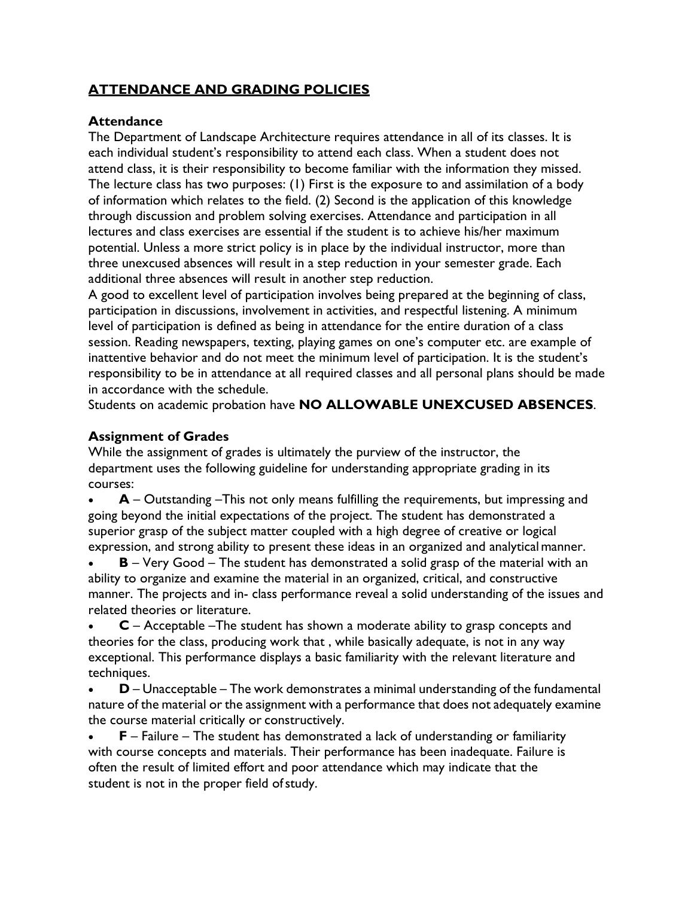## <u>ATTENDANCE AND GRADING POLICIES</u>

### Attendance

The Department of Landscape Architecture requires attendance in all of its classes. It is each individual student's responsibility to attend each class. When a student does not attend class, it is their responsibility to become familiar with the information they missed. The lecture class has two purposes: (1) First is the exposure to and assimilation of a body of information which relates to the field. (2) Second is the application of this knowledge through discussion and problem solving exercises. Attendance and participation in all lectures and class exercises are essential if the student is to achieve his/her maximum potential. Unless a more strict policy is in place by the individual instructor, more than three unexcused absences will result in a step reduction in your semester grade. Each additional three absences will result in another step reduction.

A good to excellent level of participation involves being prepared at the beginning of class, participation in discussions, involvement in activities, and respectful listening. A minimum level of participation is defined as being in attendance for the entire duration of a class session. Reading newspapers, texting, playing games on one's computer etc. are example of inattentive behavior and do not meet the minimum level of participation. It is the student's responsibility to be in attendance at all required classes and all personal plans should be made in accordance with the schedule.

Students on academic probation have **NO ALLOWABLE UNEXCUSED ABSENCES**.

### Assignment of Grades

While the assignment of grades is ultimately the purview of the instructor, the department uses the following guideline for understanding appropriate grading in its courses:

- **A** – Outstanding –This not only means fulfilling the requirements, but impressing and going beyond the initial expectations of the project. The student has demonstrated a superior grasp of the subject matter coupled with a high degree of creative or logical expression, and strong ability to present these ideas in an organized and analytical manner.
- **B** – Very Good – The student has demonstrated a solid grasp of the material with an ability to organize and examine the material in an organized, critical, and constructive manner. The projects and in- class performance reveal a solid understanding of the issues and related theories or literature.
- **C** – Acceptable –The student has shown a moderate ability to grasp concepts and theories for the class, producing work that , while basically adequate, is not in any way exceptional. This performance displays a basic familiarity with the relevant literature and techniques.
- **D** – Unacceptable – The work demonstrates a minimal understanding of the fundamental nature of the material or the assignment with a performance that does not adequately examine the course material critically or constructively.
- **F** – Failure – The student has demonstrated a lack of understanding or familiarity with course concepts and materials. Their performance has been inadequate. Failure is often the result of limited effort and poor attendance which may indicate that the student is not in the proper field of study.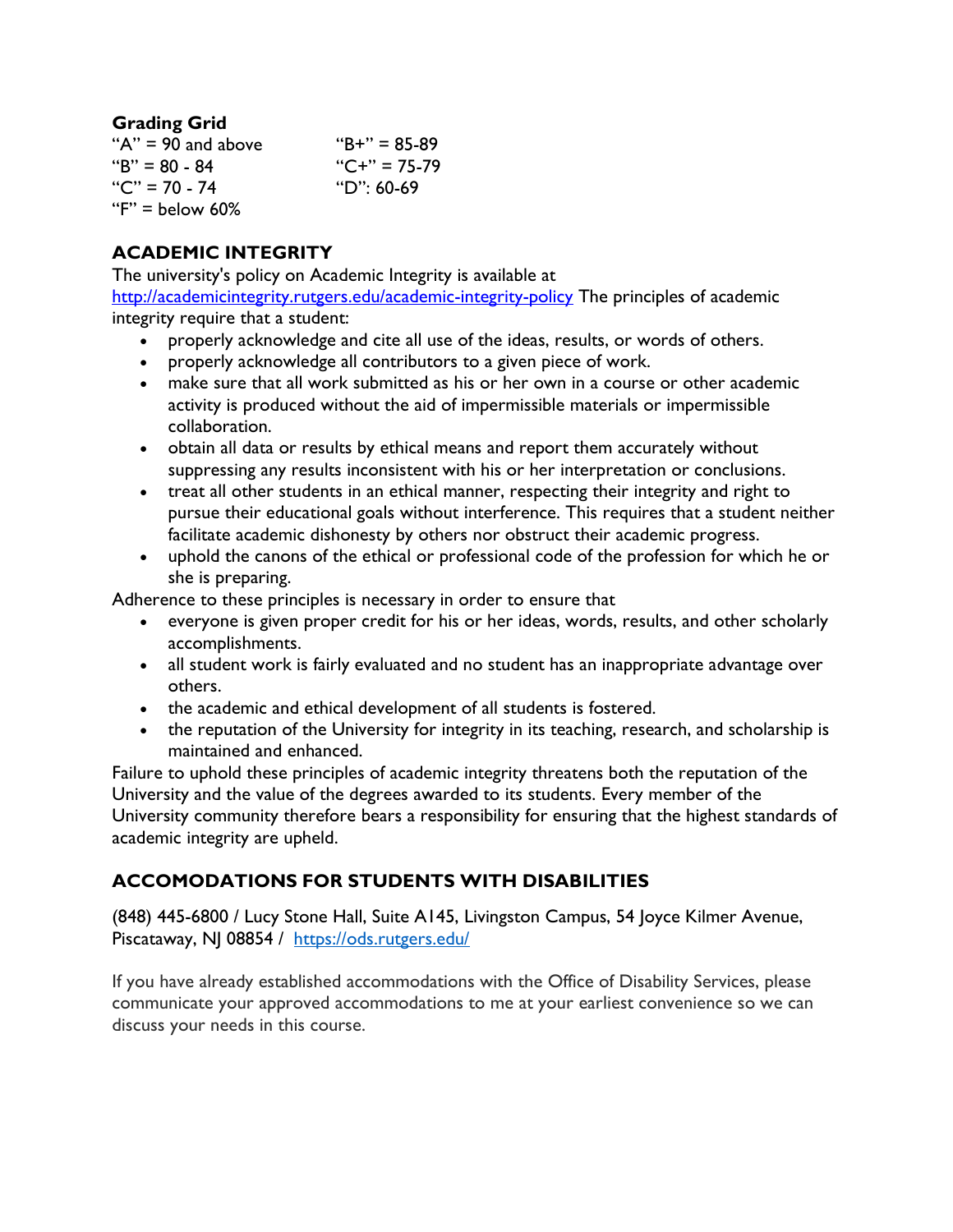**Grading Grid**

| | |
|---|---|
| "A" = 90 and above | "B+" = 85-89 |
| "B" = 80 - 84 | "C+" = 75-79 |
| "C" = 70 - 74 | "D": 60-69 |
| "F" = below 60% | |

## ACADEMIC INTEGRITY

The university's policy on Academic Integrity is available at [http://academicintegrity.rutgers.edu/academic-integrity-policy](http://academicintegrity.rutgers.edu/academic-integrity-policy) The principles of academic integrity require that a student:

- properly acknowledge and cite all use of the ideas, results, or words of others.
- properly acknowledge all contributors to a given piece of work.
- make sure that all work submitted as his or her own in a course or other academic activity is produced without the aid of impermissible materials or impermissible collaboration.
- obtain all data or results by ethical means and report them accurately without suppressing any results inconsistent with his or her interpretation or conclusions.
- treat all other students in an ethical manner, respecting their integrity and right to pursue their educational goals without interference. This requires that a student neither facilitate academic dishonesty by others nor obstruct their academic progress.
- uphold the canons of the ethical or professional code of the profession for which he or she is preparing.

Adherence to these principles is necessary in order to ensure that

- everyone is given proper credit for his or her ideas, words, results, and other scholarly accomplishments.
- all student work is fairly evaluated and no student has an inappropriate advantage over others.
- the academic and ethical development of all students is fostered.
- the reputation of the University for integrity in its teaching, research, and scholarship is maintained and enhanced.

Failure to uphold these principles of academic integrity threatens both the reputation of the University and the value of the degrees awarded to its students. Every member of the University community therefore bears a responsibility for ensuring that the highest standards of academic integrity are upheld.

## ACCOMODATIONS FOR STUDENTS WITH DISABILITIES

(848) 445-6800 / Lucy Stone Hall, Suite A145, Livingston Campus, 54 Joyce Kilmer Avenue, Piscataway, NJ 08854 / [https://ods.rutgers.edu/](https://ods.rutgers.edu/)

If you have already established accommodations with the Office of Disability Services, please communicate your approved accommodations to me at your earliest convenience so we can discuss your needs in this course.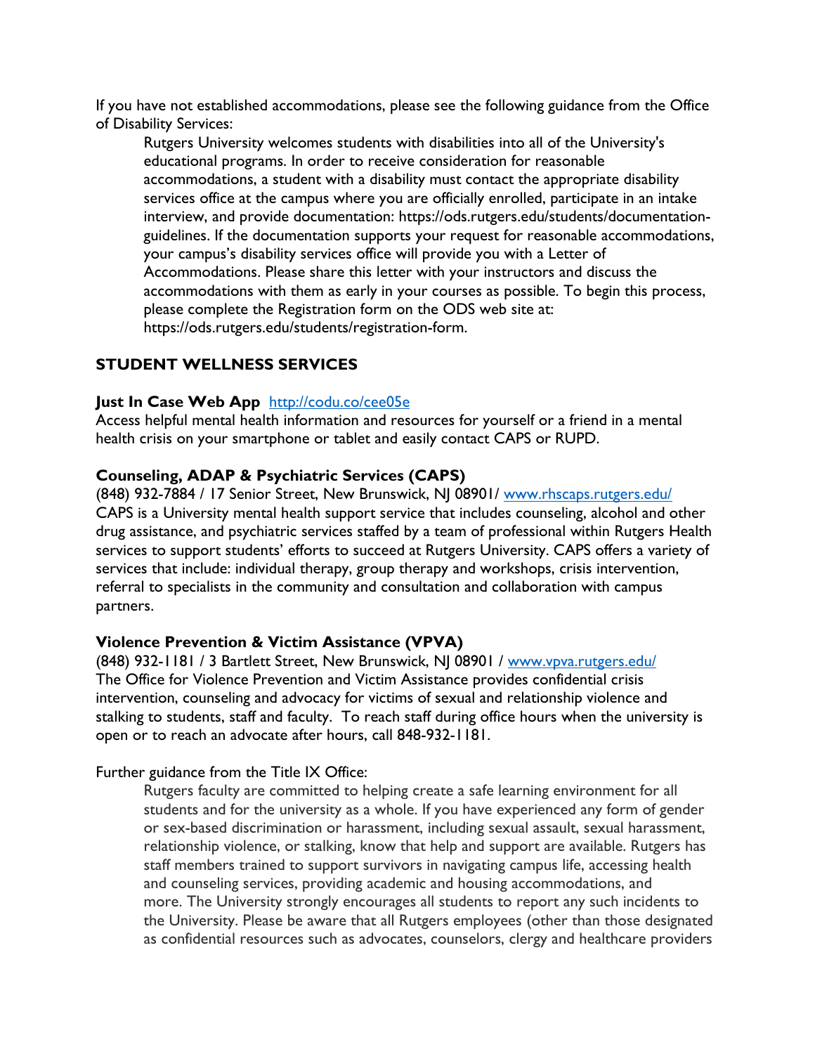If you have not established accommodations, please see the following guidance from the Office of Disability Services:

> Rutgers University welcomes students with disabilities into all of the University's educational programs. In order to receive consideration for reasonable accommodations, a student with a disability must contact the appropriate disability services office at the campus where you are officially enrolled, participate in an intake interview, and provide documentation: https://ods.rutgers.edu/students/documentation-guidelines. If the documentation supports your request for reasonable accommodations, your campus's disability services office will provide you with a Letter of Accommodations. Please share this letter with your instructors and discuss the accommodations with them as early in your courses as possible. To begin this process, please complete the Registration form on the ODS web site at: https://ods.rutgers.edu/students/registration-form.

## STUDENT WELLNESS SERVICES

**Just In Case Web App** http://codu.co/cee05e

Access helpful mental health information and resources for yourself or a friend in a mental health crisis on your smartphone or tablet and easily contact CAPS or RUPD.

**Counseling, ADAP & Psychiatric Services (CAPS)**

(848) 932-7884 / 17 Senior Street, New Brunswick, NJ 08901/ www.rhscaps.rutgers.edu/

CAPS is a University mental health support service that includes counseling, alcohol and other drug assistance, and psychiatric services staffed by a team of professional within Rutgers Health services to support students' efforts to succeed at Rutgers University. CAPS offers a variety of services that include: individual therapy, group therapy and workshops, crisis intervention, referral to specialists in the community and consultation and collaboration with campus partners.

**Violence Prevention & Victim Assistance (VPVA)**

(848) 932-1181 / 3 Bartlett Street, New Brunswick, NJ 08901 / www.vpva.rutgers.edu/

The Office for Violence Prevention and Victim Assistance provides confidential crisis intervention, counseling and advocacy for victims of sexual and relationship violence and stalking to students, staff and faculty. To reach staff during office hours when the university is open or to reach an advocate after hours, call 848-932-1181.

Further guidance from the Title IX Office:

> Rutgers faculty are committed to helping create a safe learning environment for all students and for the university as a whole. If you have experienced any form of gender or sex-based discrimination or harassment, including sexual assault, sexual harassment, relationship violence, or stalking, know that help and support are available. Rutgers has staff members trained to support survivors in navigating campus life, accessing health and counseling services, providing academic and housing accommodations, and more. The University strongly encourages all students to report any such incidents to the University. Please be aware that all Rutgers employees (other than those designated as confidential resources such as advocates, counselors, clergy and healthcare providers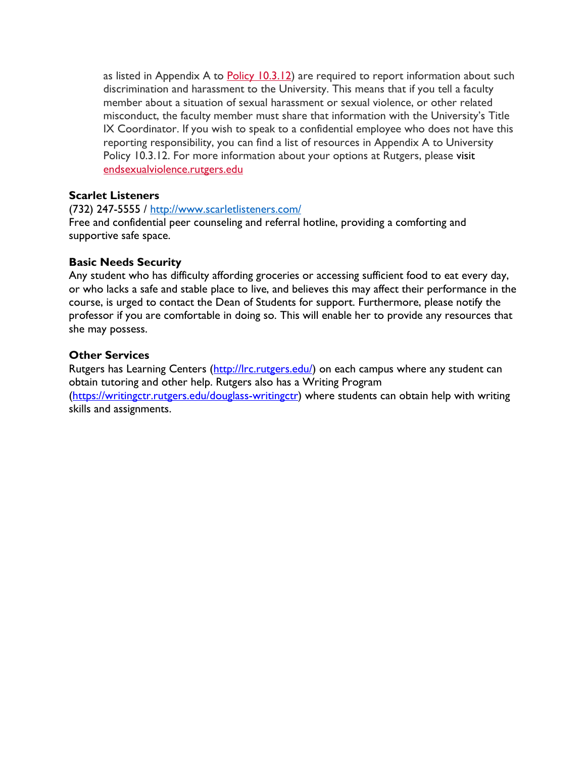as listed in Appendix A to [Policy 10.3.12](Policy 10.3.12)) are required to report information about such discrimination and harassment to the University. This means that if you tell a faculty member about a situation of sexual harassment or sexual violence, or other related misconduct, the faculty member must share that information with the University's Title IX Coordinator. If you wish to speak to a confidential employee who does not have this reporting responsibility, you can find a list of resources in Appendix A to University Policy 10.3.12. For more information about your options at Rutgers, please visit endsexualviolence.rutgers.edu

**Scarlet Listeners**
(732) 247-5555 / http://www.scarletlisteners.com/
Free and confidential peer counseling and referral hotline, providing a comforting and supportive safe space.

**Basic Needs Security**
Any student who has difficulty affording groceries or accessing sufficient food to eat every day, or who lacks a safe and stable place to live, and believes this may affect their performance in the course, is urged to contact the Dean of Students for support. Furthermore, please notify the professor if you are comfortable in doing so. This will enable her to provide any resources that she may possess.

**Other Services**
Rutgers has Learning Centers (http://lrc.rutgers.edu/) on each campus where any student can obtain tutoring and other help. Rutgers also has a Writing Program (https://writingctr.rutgers.edu/douglass-writingctr) where students can obtain help with writing skills and assignments.